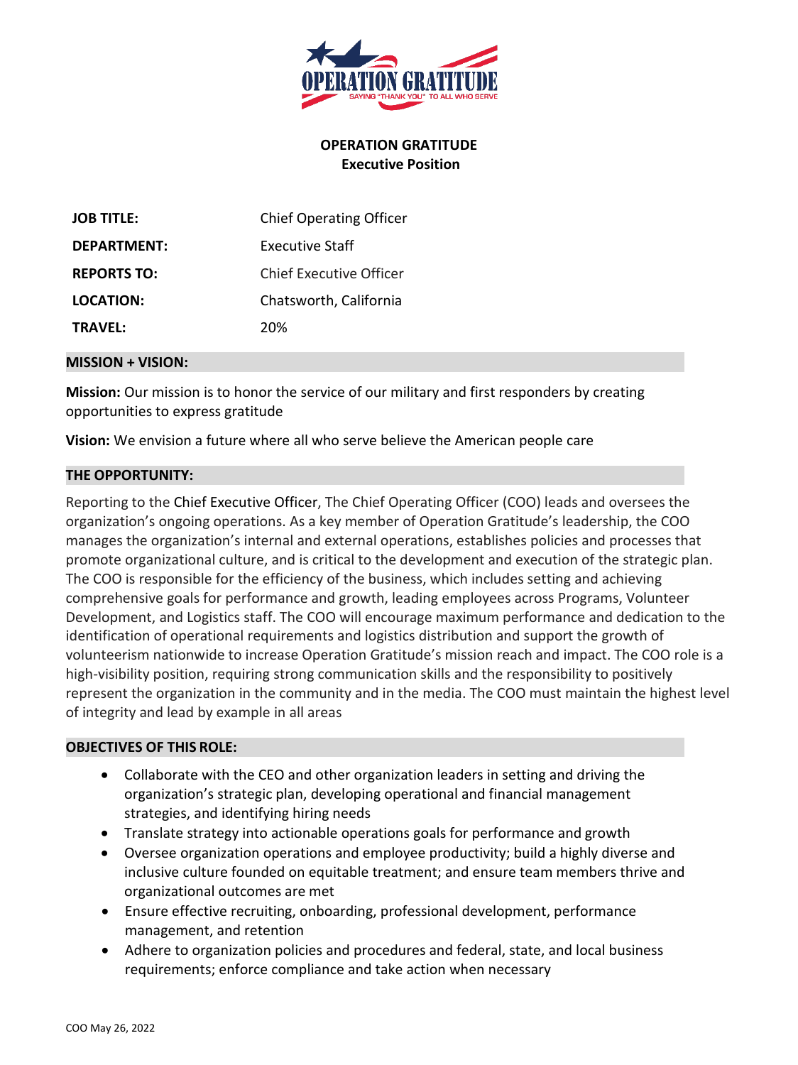# OPERATION GRATITUDE

## Executive Position

| | |
|---|---|
| **JOB TITLE:** | Chief Operating Officer |
| **DEPARTMENT:** | Executive Staff |
| **REPORTS TO:** | Chief Executive Officer |
| **LOCATION:** | Chatsworth, California |
| **TRAVEL:** | 20% |

### MISSION + VISION:

**Mission:** Our mission is to honor the service of our military and first responders by creating opportunities to express gratitude

**Vision:** We envision a future where all who serve believe the American people care

### THE OPPORTUNITY:

Reporting to the Chief Executive Officer, The Chief Operating Officer (COO) leads and oversees the organization's ongoing operations. As a key member of Operation Gratitude's leadership, the COO manages the organization's internal and external operations, establishes policies and processes that promote organizational culture, and is critical to the development and execution of the strategic plan. The COO is responsible for the efficiency of the business, which includes setting and achieving comprehensive goals for performance and growth, leading employees across Programs, Volunteer Development, and Logistics staff. The COO will encourage maximum performance and dedication to the identification of operational requirements and logistics distribution and support the growth of volunteerism nationwide to increase Operation Gratitude's mission reach and impact. The COO role is a high-visibility position, requiring strong communication skills and the responsibility to positively represent the organization in the community and in the media. The COO must maintain the highest level of integrity and lead by example in all areas

### OBJECTIVES OF THIS ROLE:

- Collaborate with the CEO and other organization leaders in setting and driving the organization's strategic plan, developing operational and financial management strategies, and identifying hiring needs
- Translate strategy into actionable operations goals for performance and growth
- Oversee organization operations and employee productivity; build a highly diverse and inclusive culture founded on equitable treatment; and ensure team members thrive and organizational outcomes are met
- Ensure effective recruiting, onboarding, professional development, performance management, and retention
- Adhere to organization policies and procedures and federal, state, and local business requirements; enforce compliance and take action when necessary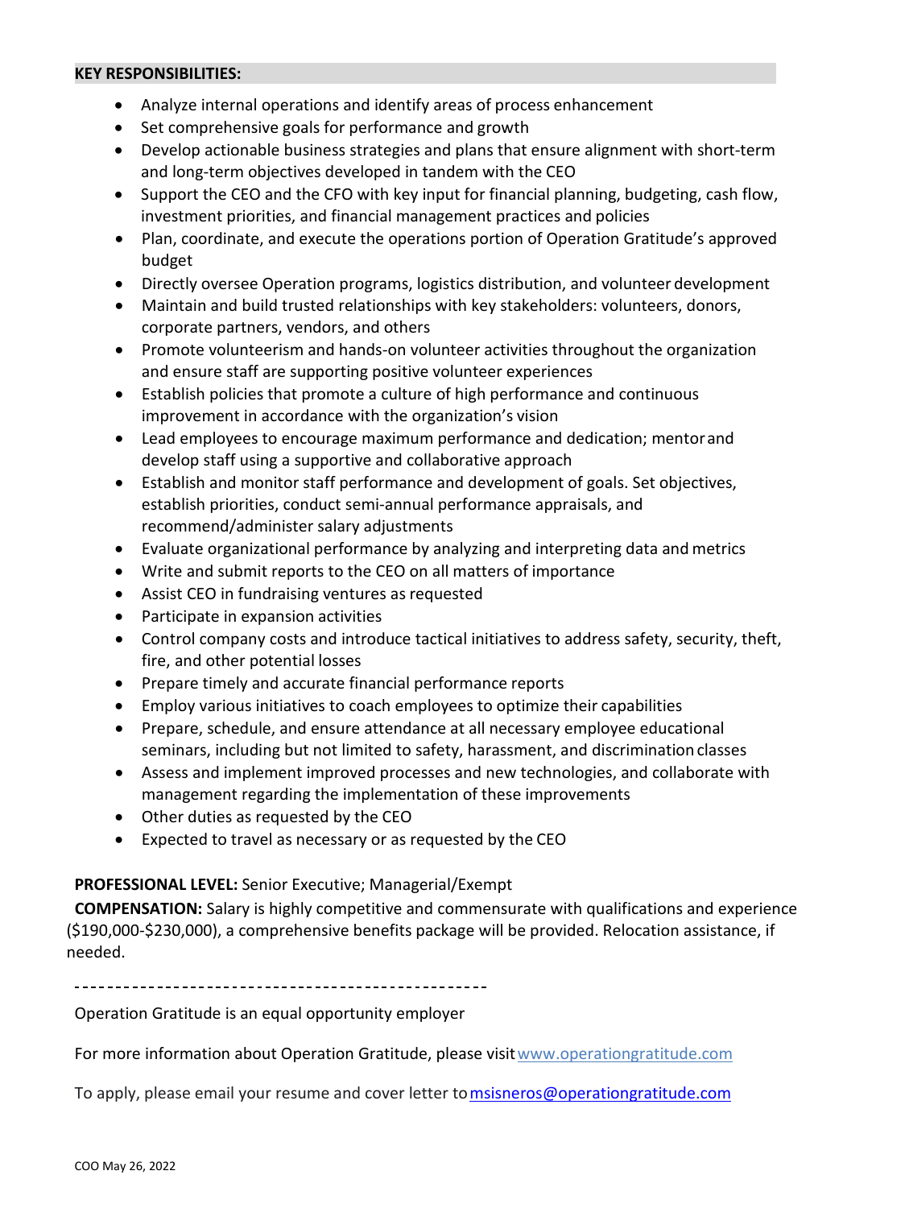**KEY RESPONSIBILITIES:**

- Analyze internal operations and identify areas of process enhancement
- Set comprehensive goals for performance and growth
- Develop actionable business strategies and plans that ensure alignment with short-term and long-term objectives developed in tandem with the CEO
- Support the CEO and the CFO with key input for financial planning, budgeting, cash flow, investment priorities, and financial management practices and policies
- Plan, coordinate, and execute the operations portion of Operation Gratitude's approved budget
- Directly oversee Operation programs, logistics distribution, and volunteer development
- Maintain and build trusted relationships with key stakeholders: volunteers, donors, corporate partners, vendors, and others
- Promote volunteerism and hands-on volunteer activities throughout the organization and ensure staff are supporting positive volunteer experiences
- Establish policies that promote a culture of high performance and continuous improvement in accordance with the organization's vision
- Lead employees to encourage maximum performance and dedication; mentor and develop staff using a supportive and collaborative approach
- Establish and monitor staff performance and development of goals. Set objectives, establish priorities, conduct semi-annual performance appraisals, and recommend/administer salary adjustments
- Evaluate organizational performance by analyzing and interpreting data and metrics
- Write and submit reports to the CEO on all matters of importance
- Assist CEO in fundraising ventures as requested
- Participate in expansion activities
- Control company costs and introduce tactical initiatives to address safety, security, theft, fire, and other potential losses
- Prepare timely and accurate financial performance reports
- Employ various initiatives to coach employees to optimize their capabilities
- Prepare, schedule, and ensure attendance at all necessary employee educational seminars, including but not limited to safety, harassment, and discrimination classes
- Assess and implement improved processes and new technologies, and collaborate with management regarding the implementation of these improvements
- Other duties as requested by the CEO
- Expected to travel as necessary or as requested by the CEO

**PROFESSIONAL LEVEL:** Senior Executive; Managerial/Exempt

**COMPENSATION:** Salary is highly competitive and commensurate with qualifications and experience ($190,000-$230,000), a comprehensive benefits package will be provided. Relocation assistance, if needed.

---

Operation Gratitude is an equal opportunity employer

For more information about Operation Gratitude, please visit www.operationgratitude.com

To apply, please email your resume and cover letter to msisneros@operationgratitude.com

COO May 26, 2022